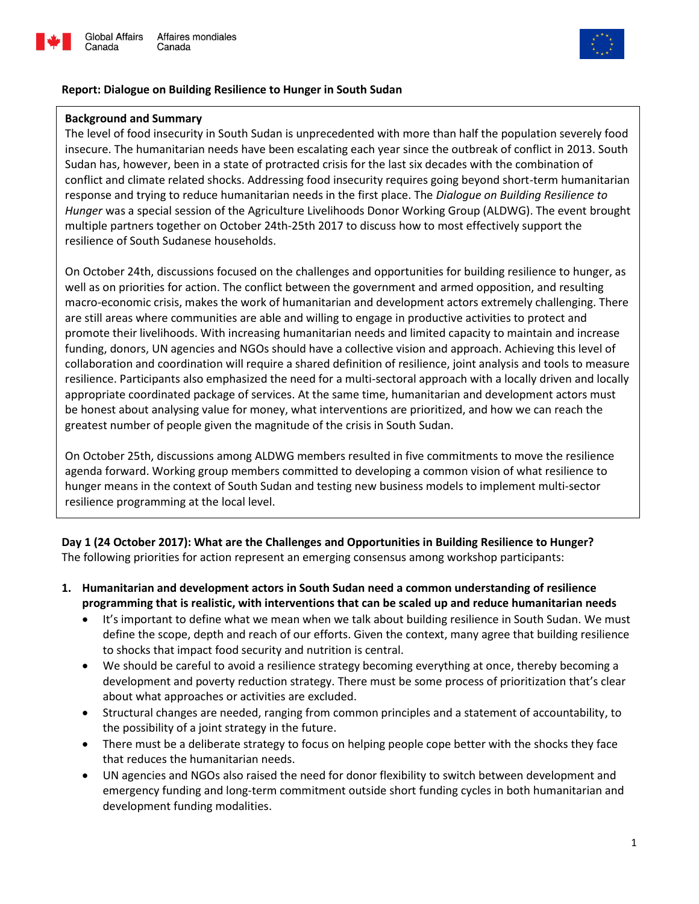**Report: Dialogue on Building Resilience to Hunger in South Sudan**

**Background and Summary**

The level of food insecurity in South Sudan is unprecedented with more than half the population severely food insecure. The humanitarian needs have been escalating each year since the outbreak of conflict in 2013. South Sudan has, however, been in a state of protracted crisis for the last six decades with the combination of conflict and climate related shocks. Addressing food insecurity requires going beyond short-term humanitarian response and trying to reduce humanitarian needs in the first place. The *Dialogue on Building Resilience to Hunger* was a special session of the Agriculture Livelihoods Donor Working Group (ALDWG). The event brought multiple partners together on October 24th-25th 2017 to discuss how to most effectively support the resilience of South Sudanese households.

On October 24th, discussions focused on the challenges and opportunities for building resilience to hunger, as well as on priorities for action. The conflict between the government and armed opposition, and resulting macro-economic crisis, makes the work of humanitarian and development actors extremely challenging. There are still areas where communities are able and willing to engage in productive activities to protect and promote their livelihoods. With increasing humanitarian needs and limited capacity to maintain and increase funding, donors, UN agencies and NGOs should have a collective vision and approach. Achieving this level of collaboration and coordination will require a shared definition of resilience, joint analysis and tools to measure resilience. Participants also emphasized the need for a multi-sectoral approach with a locally driven and locally appropriate coordinated package of services. At the same time, humanitarian and development actors must be honest about analysing value for money, what interventions are prioritized, and how we can reach the greatest number of people given the magnitude of the crisis in South Sudan.

On October 25th, discussions among ALDWG members resulted in five commitments to move the resilience agenda forward. Working group members committed to developing a common vision of what resilience to hunger means in the context of South Sudan and testing new business models to implement multi-sector resilience programming at the local level.

**Day 1 (24 October 2017): What are the Challenges and Opportunities in Building Resilience to Hunger?**

The following priorities for action represent an emerging consensus among workshop participants:

1. **Humanitarian and development actors in South Sudan need a common understanding of resilience programming that is realistic, with interventions that can be scaled up and reduce humanitarian needs**
   - It's important to define what we mean when we talk about building resilience in South Sudan. We must define the scope, depth and reach of our efforts. Given the context, many agree that building resilience to shocks that impact food security and nutrition is central.
   - We should be careful to avoid a resilience strategy becoming everything at once, thereby becoming a development and poverty reduction strategy. There must be some process of prioritization that's clear about what approaches or activities are excluded.
   - Structural changes are needed, ranging from common principles and a statement of accountability, to the possibility of a joint strategy in the future.
   - There must be a deliberate strategy to focus on helping people cope better with the shocks they face that reduces the humanitarian needs.
   - UN agencies and NGOs also raised the need for donor flexibility to switch between development and emergency funding and long-term commitment outside short funding cycles in both humanitarian and development funding modalities.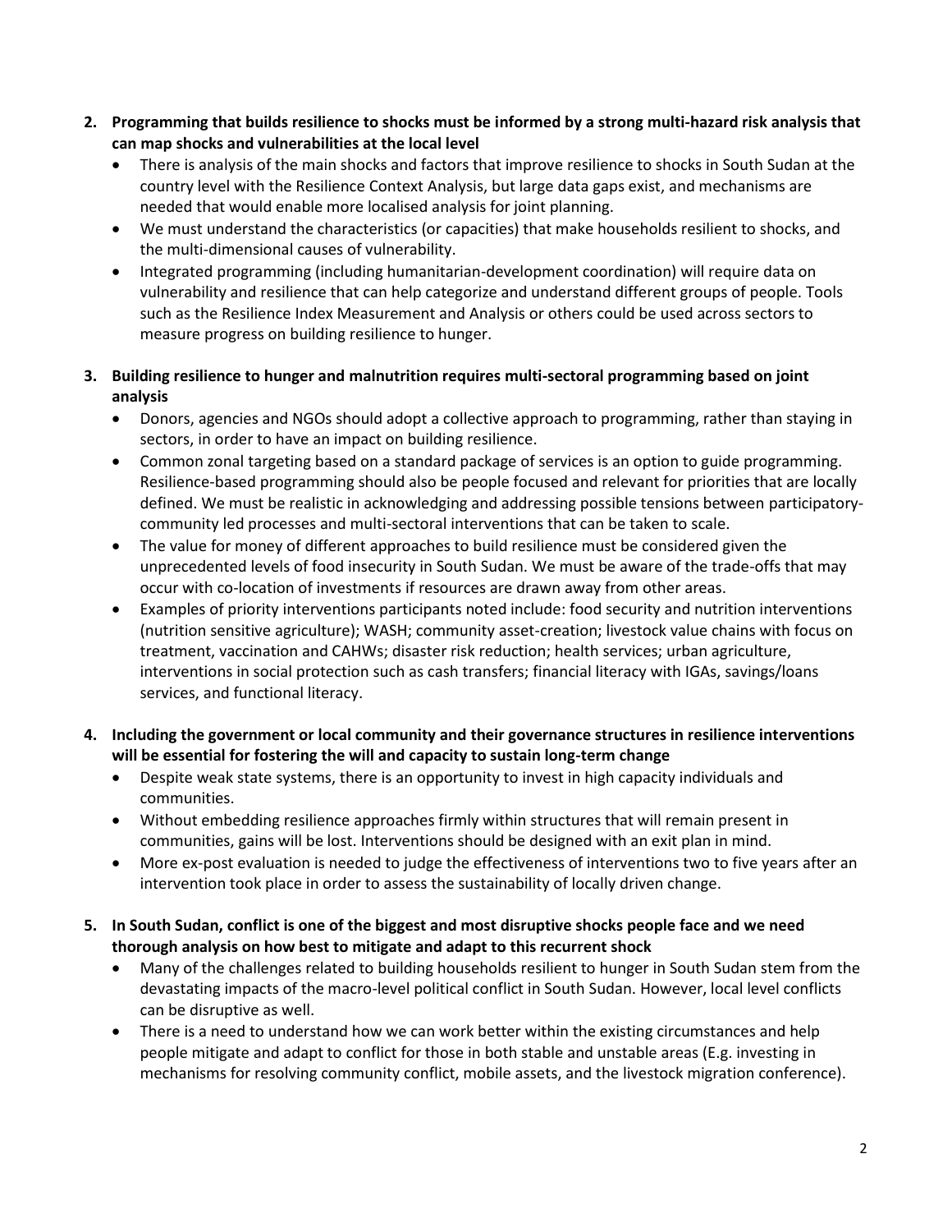2. **Programming that builds resilience to shocks must be informed by a strong multi-hazard risk analysis that can map shocks and vulnerabilities at the local level**
    - There is analysis of the main shocks and factors that improve resilience to shocks in South Sudan at the country level with the Resilience Context Analysis, but large data gaps exist, and mechanisms are needed that would enable more localised analysis for joint planning.
    - We must understand the characteristics (or capacities) that make households resilient to shocks, and the multi-dimensional causes of vulnerability.
    - Integrated programming (including humanitarian-development coordination) will require data on vulnerability and resilience that can help categorize and understand different groups of people. Tools such as the Resilience Index Measurement and Analysis or others could be used across sectors to measure progress on building resilience to hunger.

3. **Building resilience to hunger and malnutrition requires multi-sectoral programming based on joint analysis**
    - Donors, agencies and NGOs should adopt a collective approach to programming, rather than staying in sectors, in order to have an impact on building resilience.
    - Common zonal targeting based on a standard package of services is an option to guide programming. Resilience-based programming should also be people focused and relevant for priorities that are locally defined. We must be realistic in acknowledging and addressing possible tensions between participatory-community led processes and multi-sectoral interventions that can be taken to scale.
    - The value for money of different approaches to build resilience must be considered given the unprecedented levels of food insecurity in South Sudan. We must be aware of the trade-offs that may occur with co-location of investments if resources are drawn away from other areas.
    - Examples of priority interventions participants noted include: food security and nutrition interventions (nutrition sensitive agriculture); WASH; community asset-creation; livestock value chains with focus on treatment, vaccination and CAHWs; disaster risk reduction; health services; urban agriculture, interventions in social protection such as cash transfers; financial literacy with IGAs, savings/loans services, and functional literacy.

4. **Including the government or local community and their governance structures in resilience interventions will be essential for fostering the will and capacity to sustain long-term change**
    - Despite weak state systems, there is an opportunity to invest in high capacity individuals and communities.
    - Without embedding resilience approaches firmly within structures that will remain present in communities, gains will be lost. Interventions should be designed with an exit plan in mind.
    - More ex-post evaluation is needed to judge the effectiveness of interventions two to five years after an intervention took place in order to assess the sustainability of locally driven change.

5. **In South Sudan, conflict is one of the biggest and most disruptive shocks people face and we need thorough analysis on how best to mitigate and adapt to this recurrent shock**
    - Many of the challenges related to building households resilient to hunger in South Sudan stem from the devastating impacts of the macro-level political conflict in South Sudan. However, local level conflicts can be disruptive as well.
    - There is a need to understand how we can work better within the existing circumstances and help people mitigate and adapt to conflict for those in both stable and unstable areas (E.g. investing in mechanisms for resolving community conflict, mobile assets, and the livestock migration conference).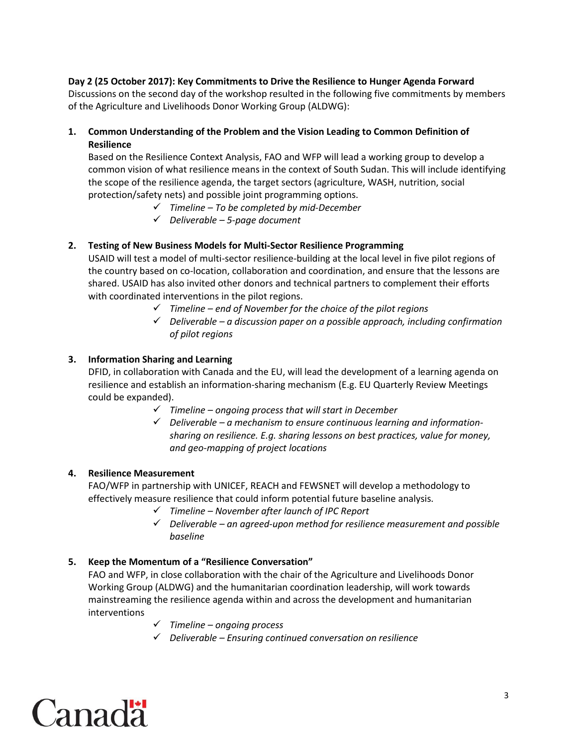**Day 2 (25 October 2017): Key Commitments to Drive the Resilience to Hunger Agenda Forward**

Discussions on the second day of the workshop resulted in the following five commitments by members of the Agriculture and Livelihoods Donor Working Group (ALDWG):

1. **Common Understanding of the Problem and the Vision Leading to Common Definition of Resilience**

   Based on the Resilience Context Analysis, FAO and WFP will lead a working group to develop a common vision of what resilience means in the context of South Sudan. This will include identifying the scope of the resilience agenda, the target sectors (agriculture, WASH, nutrition, social protection/safety nets) and possible joint programming options.

   - ✓ *Timeline – To be completed by mid-December*
   - ✓ *Deliverable – 5-page document*

2. **Testing of New Business Models for Multi-Sector Resilience Programming**

   USAID will test a model of multi-sector resilience-building at the local level in five pilot regions of the country based on co-location, collaboration and coordination, and ensure that the lessons are shared. USAID has also invited other donors and technical partners to complement their efforts with coordinated interventions in the pilot regions.

   - ✓ *Timeline – end of November for the choice of the pilot regions*
   - ✓ *Deliverable – a discussion paper on a possible approach, including confirmation of pilot regions*

3. **Information Sharing and Learning**

   DFID, in collaboration with Canada and the EU, will lead the development of a learning agenda on resilience and establish an information-sharing mechanism (E.g. EU Quarterly Review Meetings could be expanded).

   - ✓ *Timeline – ongoing process that will start in December*
   - ✓ *Deliverable – a mechanism to ensure continuous learning and information-sharing on resilience. E.g. sharing lessons on best practices, value for money, and geo-mapping of project locations*

4. **Resilience Measurement**

   FAO/WFP in partnership with UNICEF, REACH and FEWSNET will develop a methodology to effectively measure resilience that could inform potential future baseline analysis.

   - ✓ *Timeline – November after launch of IPC Report*
   - ✓ *Deliverable – an agreed-upon method for resilience measurement and possible baseline*

5. **Keep the Momentum of a "Resilience Conversation"**

   FAO and WFP, in close collaboration with the chair of the Agriculture and Livelihoods Donor Working Group (ALDWG) and the humanitarian coordination leadership, will work towards mainstreaming the resilience agenda within and across the development and humanitarian interventions

   - ✓ *Timeline – ongoing process*
   - ✓ *Deliverable – Ensuring continued conversation on resilience*

Canada